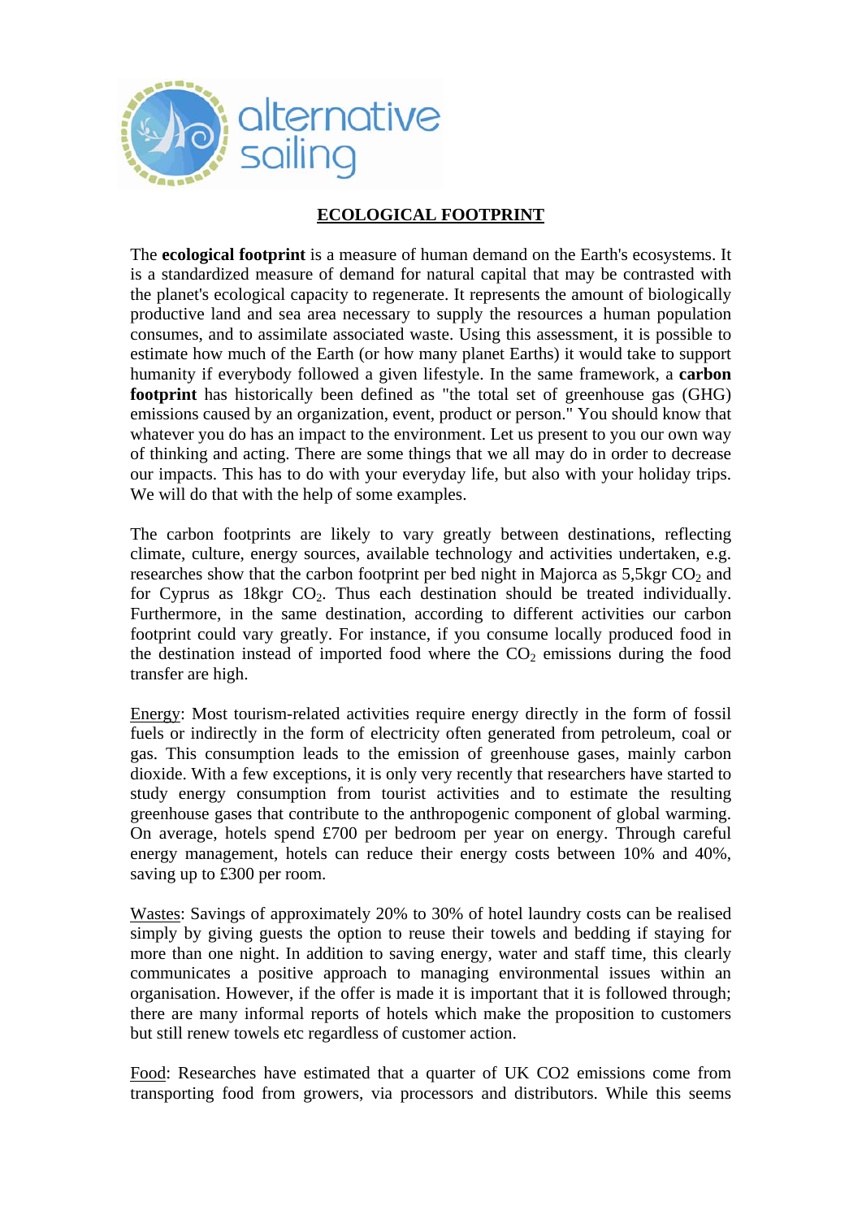alternative sailing

# ECOLOGICAL FOOTPRINT

The **ecological footprint** is a measure of human demand on the Earth's ecosystems. It is a standardized measure of demand for natural capital that may be contrasted with the planet's ecological capacity to regenerate. It represents the amount of biologically productive land and sea area necessary to supply the resources a human population consumes, and to assimilate associated waste. Using this assessment, it is possible to estimate how much of the Earth (or how many planet Earths) it would take to support humanity if everybody followed a given lifestyle. In the same framework, a **carbon footprint** has historically been defined as "the total set of greenhouse gas (GHG) emissions caused by an organization, event, product or person." You should know that whatever you do has an impact to the environment. Let us present to you our own way of thinking and acting. There are some things that we all may do in order to decrease our impacts. This has to do with your everyday life, but also with your holiday trips. We will do that with the help of some examples.

The carbon footprints are likely to vary greatly between destinations, reflecting climate, culture, energy sources, available technology and activities undertaken, e.g. researches show that the carbon footprint per bed night in Majorca as 5,5kgr $CO_2$ and for Cyprus as 18kgr $CO_2$. Thus each destination should be treated individually. Furthermore, in the same destination, according to different activities our carbon footprint could vary greatly. For instance, if you consume locally produced food in the destination instead of imported food where the $CO_2$ emissions during the food transfer are high.

Energy: Most tourism-related activities require energy directly in the form of fossil fuels or indirectly in the form of electricity often generated from petroleum, coal or gas. This consumption leads to the emission of greenhouse gases, mainly carbon dioxide. With a few exceptions, it is only very recently that researchers have started to study energy consumption from tourist activities and to estimate the resulting greenhouse gases that contribute to the anthropogenic component of global warming. On average, hotels spend £700 per bedroom per year on energy. Through careful energy management, hotels can reduce their energy costs between 10% and 40%, saving up to £300 per room.

Wastes: Savings of approximately 20% to 30% of hotel laundry costs can be realised simply by giving guests the option to reuse their towels and bedding if staying for more than one night. In addition to saving energy, water and staff time, this clearly communicates a positive approach to managing environmental issues within an organisation. However, if the offer is made it is important that it is followed through; there are many informal reports of hotels which make the proposition to customers but still renew towels etc regardless of customer action.

Food: Researches have estimated that a quarter of UK CO2 emissions come from transporting food from growers, via processors and distributors. While this seems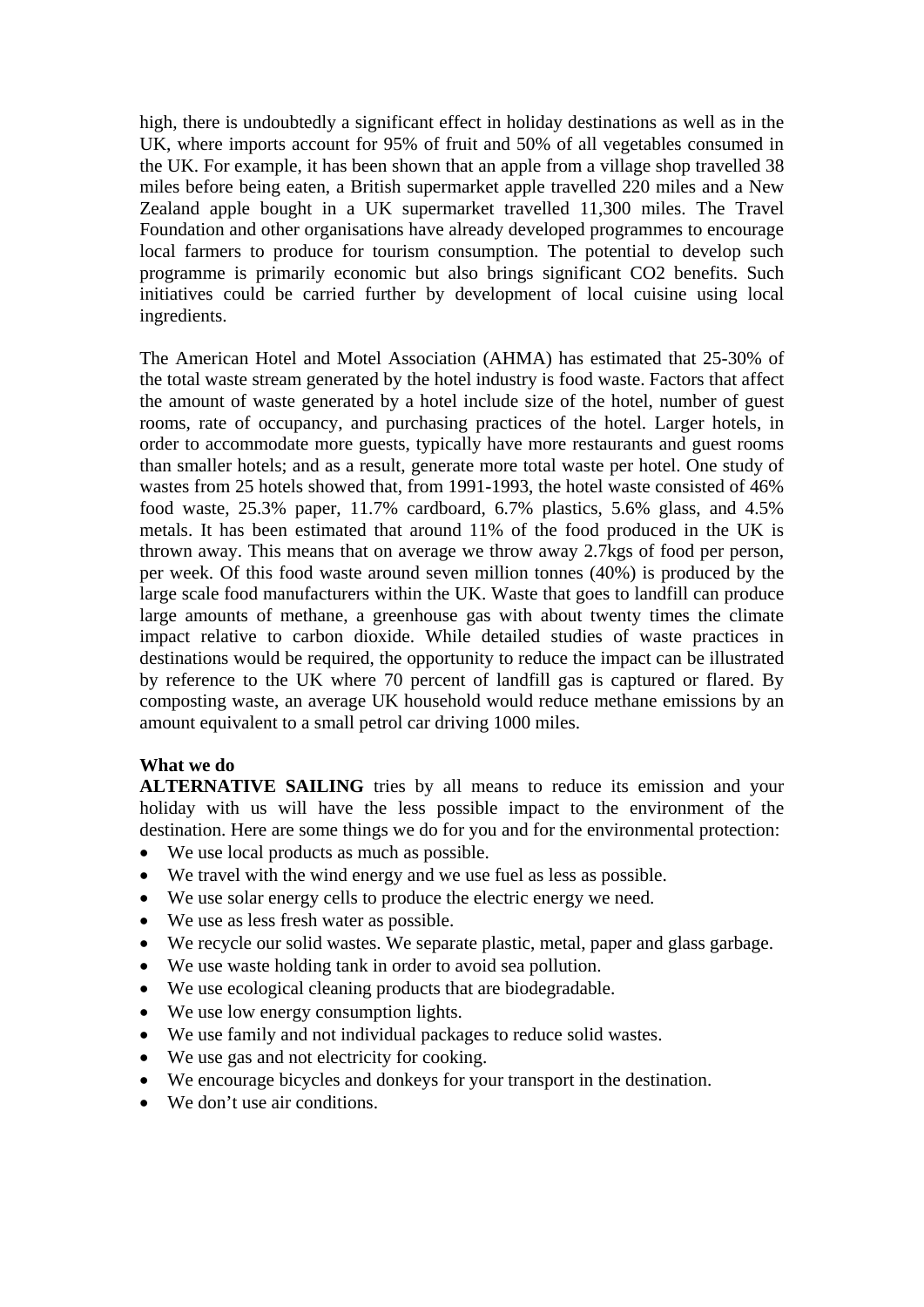high, there is undoubtedly a significant effect in holiday destinations as well as in the UK, where imports account for 95% of fruit and 50% of all vegetables consumed in the UK. For example, it has been shown that an apple from a village shop travelled 38 miles before being eaten, a British supermarket apple travelled 220 miles and a New Zealand apple bought in a UK supermarket travelled 11,300 miles. The Travel Foundation and other organisations have already developed programmes to encourage local farmers to produce for tourism consumption. The potential to develop such programme is primarily economic but also brings significant CO2 benefits. Such initiatives could be carried further by development of local cuisine using local ingredients.

The American Hotel and Motel Association (AHMA) has estimated that 25-30% of the total waste stream generated by the hotel industry is food waste. Factors that affect the amount of waste generated by a hotel include size of the hotel, number of guest rooms, rate of occupancy, and purchasing practices of the hotel. Larger hotels, in order to accommodate more guests, typically have more restaurants and guest rooms than smaller hotels; and as a result, generate more total waste per hotel. One study of wastes from 25 hotels showed that, from 1991-1993, the hotel waste consisted of 46% food waste, 25.3% paper, 11.7% cardboard, 6.7% plastics, 5.6% glass, and 4.5% metals. It has been estimated that around 11% of the food produced in the UK is thrown away. This means that on average we throw away 2.7kgs of food per person, per week. Of this food waste around seven million tonnes (40%) is produced by the large scale food manufacturers within the UK. Waste that goes to landfill can produce large amounts of methane, a greenhouse gas with about twenty times the climate impact relative to carbon dioxide. While detailed studies of waste practices in destinations would be required, the opportunity to reduce the impact can be illustrated by reference to the UK where 70 percent of landfill gas is captured or flared. By composting waste, an average UK household would reduce methane emissions by an amount equivalent to a small petrol car driving 1000 miles.

**What we do**

**ALTERNATIVE SAILING** tries by all means to reduce its emission and your holiday with us will have the less possible impact to the environment of the destination. Here are some things we do for you and for the environmental protection:

- We use local products as much as possible.
- We travel with the wind energy and we use fuel as less as possible.
- We use solar energy cells to produce the electric energy we need.
- We use as less fresh water as possible.
- We recycle our solid wastes. We separate plastic, metal, paper and glass garbage.
- We use waste holding tank in order to avoid sea pollution.
- We use ecological cleaning products that are biodegradable.
- We use low energy consumption lights.
- We use family and not individual packages to reduce solid wastes.
- We use gas and not electricity for cooking.
- We encourage bicycles and donkeys for your transport in the destination.
- We don't use air conditions.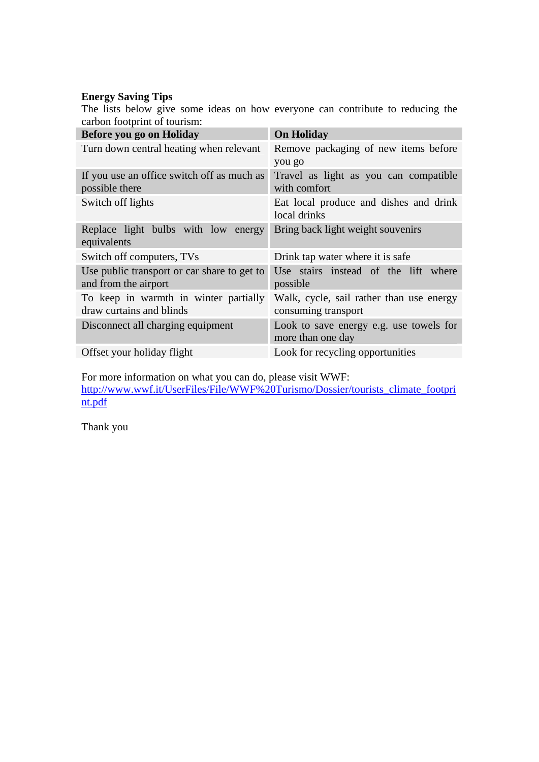**Energy Saving Tips**

The lists below give some ideas on how everyone can contribute to reducing the carbon footprint of tourism:

| Before you go on Holiday | On Holiday |
|---|---|
| Turn down central heating when relevant | Remove packaging of new items before you go |
| If you use an office switch off as much as possible there | Travel as light as you can compatible with comfort |
| Switch off lights | Eat local produce and dishes and drink local drinks |
| Replace light bulbs with low energy equivalents | Bring back light weight souvenirs |
| Switch off computers, TVs | Drink tap water where it is safe |
| Use public transport or car share to get to and from the airport | Use stairs instead of the lift where possible |
| To keep in warmth in winter partially draw curtains and blinds | Walk, cycle, sail rather than use energy consuming transport |
| Disconnect all charging equipment | Look to save energy e.g. use towels for more than one day |
| Offset your holiday flight | Look for recycling opportunities |

For more information on what you can do, please visit WWF:
http://www.wwf.it/UserFiles/File/WWF%20Turismo/Dossier/tourists_climate_footprint.pdf

Thank you